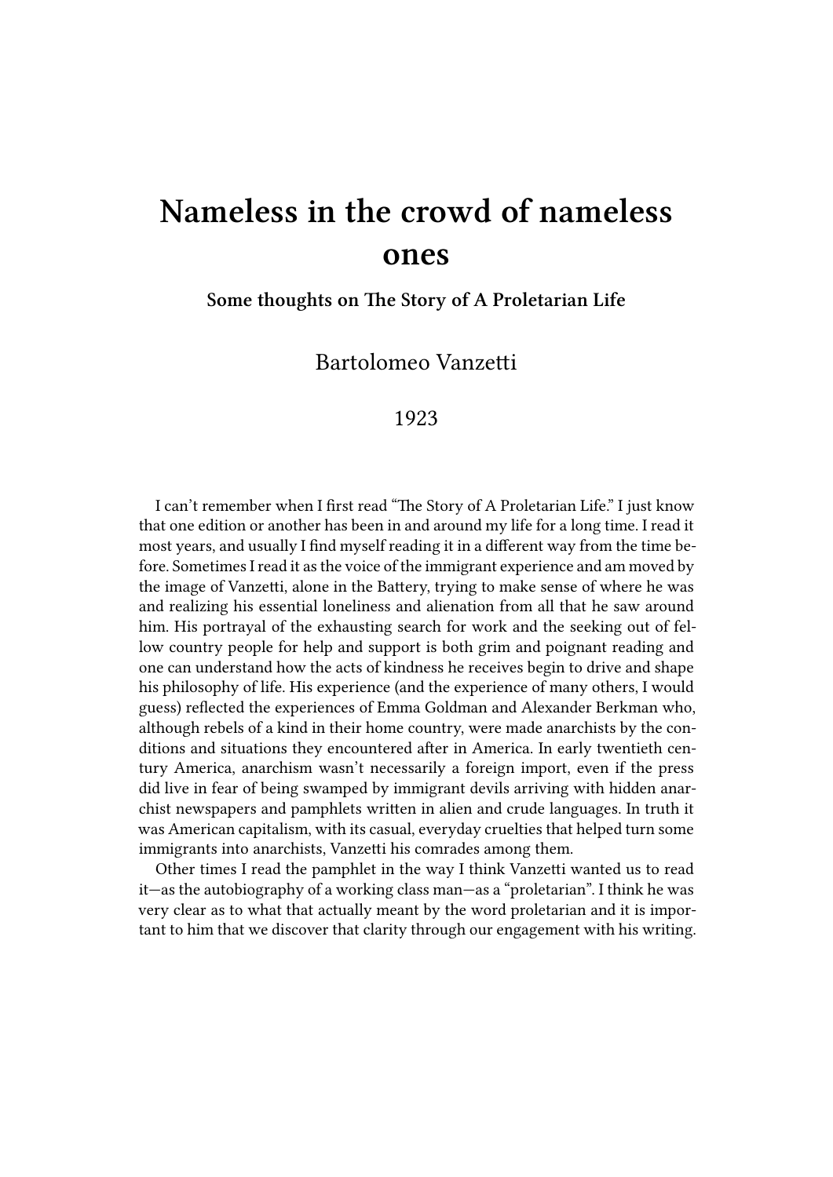# Nameless in the crowd of nameless ones

### Some thoughts on The Story of A Proletarian Life

Bartolomeo Vanzetti

1923

I can't remember when I first read "The Story of A Proletarian Life." I just know that one edition or another has been in and around my life for a long time. I read it most years, and usually I find myself reading it in a different way from the time before. Sometimes I read it as the voice of the immigrant experience and am moved by the image of Vanzetti, alone in the Battery, trying to make sense of where he was and realizing his essential loneliness and alienation from all that he saw around him. His portrayal of the exhausting search for work and the seeking out of fellow country people for help and support is both grim and poignant reading and one can understand how the acts of kindness he receives begin to drive and shape his philosophy of life. His experience (and the experience of many others, I would guess) reflected the experiences of Emma Goldman and Alexander Berkman who, although rebels of a kind in their home country, were made anarchists by the conditions and situations they encountered after in America. In early twentieth century America, anarchism wasn't necessarily a foreign import, even if the press did live in fear of being swamped by immigrant devils arriving with hidden anarchist newspapers and pamphlets written in alien and crude languages. In truth it was American capitalism, with its casual, everyday cruelties that helped turn some immigrants into anarchists, Vanzetti his comrades among them.

Other times I read the pamphlet in the way I think Vanzetti wanted us to read it—as the autobiography of a working class man—as a "proletarian". I think he was very clear as to what that actually meant by the word proletarian and it is important to him that we discover that clarity through our engagement with his writing.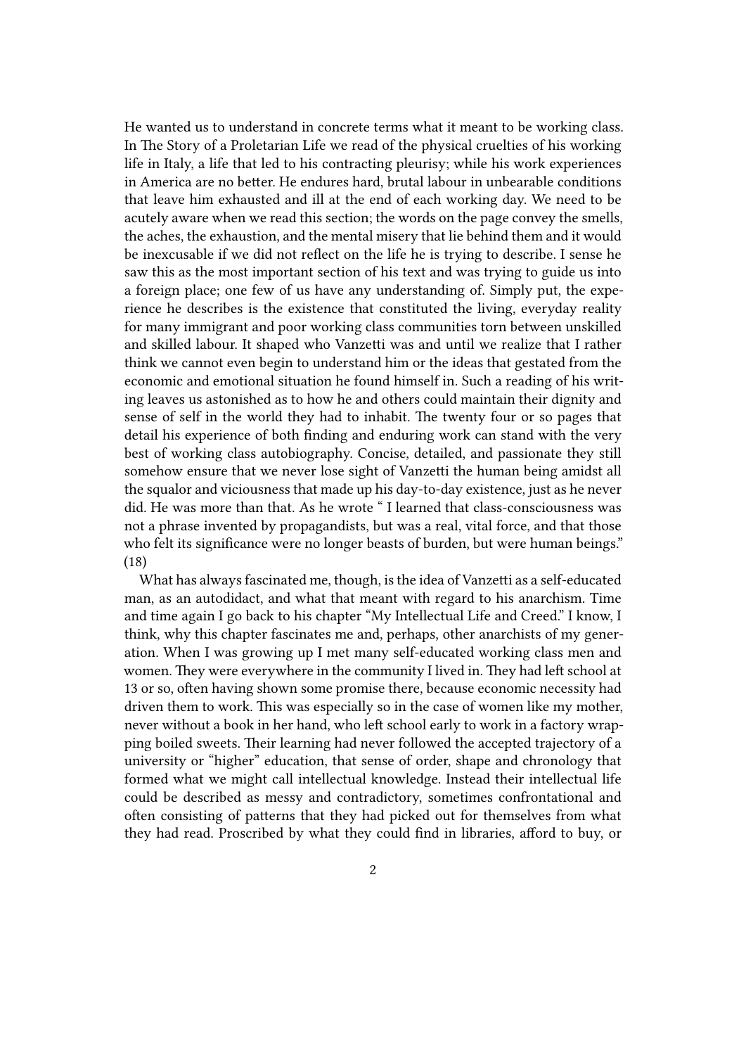He wanted us to understand in concrete terms what it meant to be working class. In The Story of a Proletarian Life we read of the physical cruelties of his working life in Italy, a life that led to his contracting pleurisy; while his work experiences in America are no better. He endures hard, brutal labour in unbearable conditions that leave him exhausted and ill at the end of each working day. We need to be acutely aware when we read this section; the words on the page convey the smells, the aches, the exhaustion, and the mental misery that lie behind them and it would be inexcusable if we did not reflect on the life he is trying to describe. I sense he saw this as the most important section of his text and was trying to guide us into a foreign place; one few of us have any understanding of. Simply put, the experience he describes is the existence that constituted the living, everyday reality for many immigrant and poor working class communities torn between unskilled and skilled labour. It shaped who Vanzetti was and until we realize that I rather think we cannot even begin to understand him or the ideas that gestated from the economic and emotional situation he found himself in. Such a reading of his writing leaves us astonished as to how he and others could maintain their dignity and sense of self in the world they had to inhabit. The twenty four or so pages that detail his experience of both finding and enduring work can stand with the very best of working class autobiography. Concise, detailed, and passionate they still somehow ensure that we never lose sight of Vanzetti the human being amidst all the squalor and viciousness that made up his day-to-day existence, just as he never did. He was more than that. As he wrote " I learned that class-consciousness was not a phrase invented by propagandists, but was a real, vital force, and that those who felt its significance were no longer beasts of burden, but were human beings." (18)

What has always fascinated me, though, is the idea of Vanzetti as a self-educated man, as an autodidact, and what that meant with regard to his anarchism. Time and time again I go back to his chapter "My Intellectual Life and Creed." I know, I think, why this chapter fascinates me and, perhaps, other anarchists of my generation. When I was growing up I met many self-educated working class men and women. They were everywhere in the community I lived in. They had left school at 13 or so, often having shown some promise there, because economic necessity had driven them to work. This was especially so in the case of women like my mother, never without a book in her hand, who left school early to work in a factory wrapping boiled sweets. Their learning had never followed the accepted trajectory of a university or "higher" education, that sense of order, shape and chronology that formed what we might call intellectual knowledge. Instead their intellectual life could be described as messy and contradictory, sometimes confrontational and often consisting of patterns that they had picked out for themselves from what they had read. Proscribed by what they could find in libraries, afford to buy, or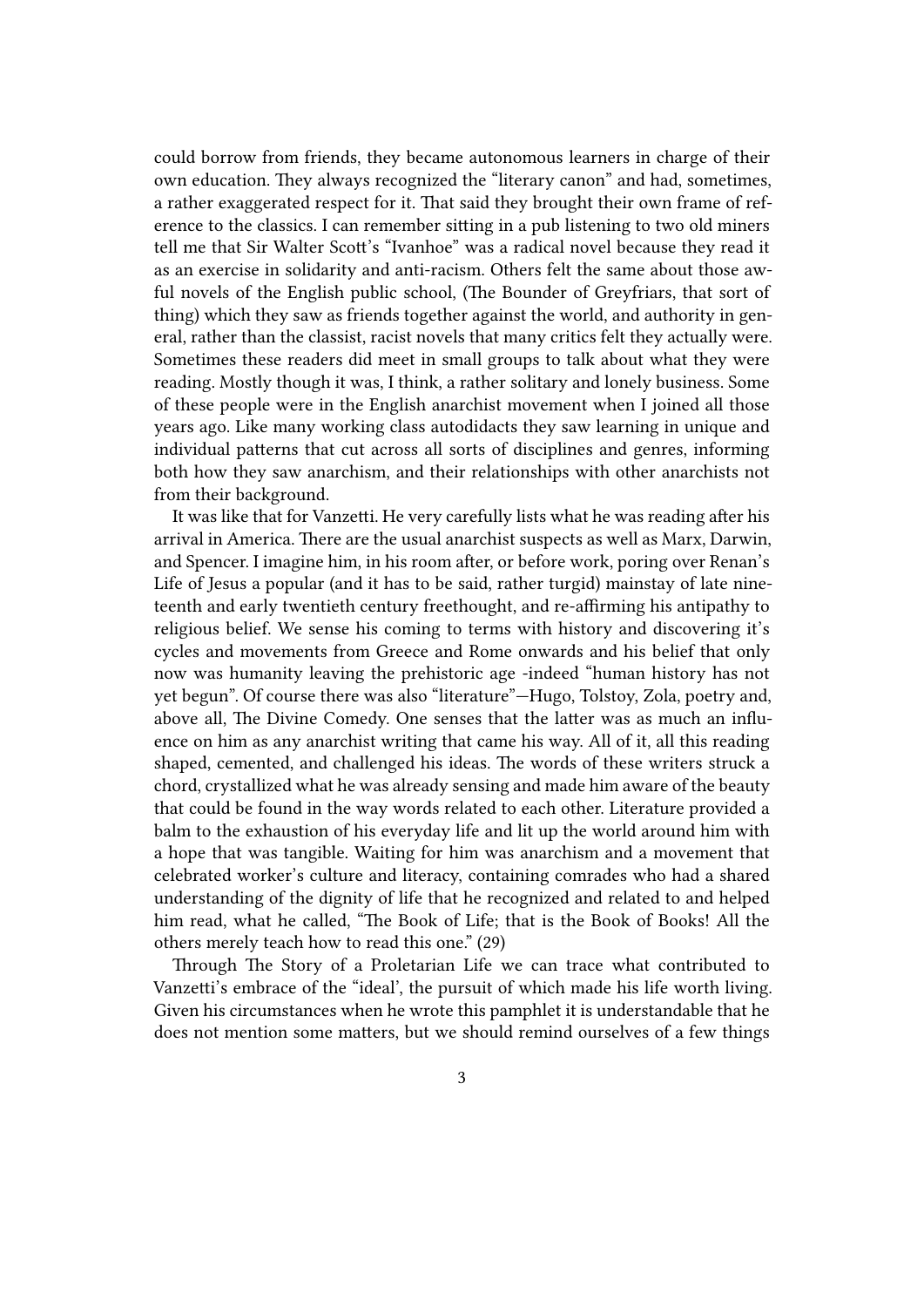could borrow from friends, they became autonomous learners in charge of their own education. They always recognized the "literary canon" and had, sometimes, a rather exaggerated respect for it. That said they brought their own frame of reference to the classics. I can remember sitting in a pub listening to two old miners tell me that Sir Walter Scott's "Ivanhoe" was a radical novel because they read it as an exercise in solidarity and anti-racism. Others felt the same about those awful novels of the English public school, (The Bounder of Greyfriars, that sort of thing) which they saw as friends together against the world, and authority in general, rather than the classist, racist novels that many critics felt they actually were. Sometimes these readers did meet in small groups to talk about what they were reading. Mostly though it was, I think, a rather solitary and lonely business. Some of these people were in the English anarchist movement when I joined all those years ago. Like many working class autodidacts they saw learning in unique and individual patterns that cut across all sorts of disciplines and genres, informing both how they saw anarchism, and their relationships with other anarchists not from their background.

It was like that for Vanzetti. He very carefully lists what he was reading after his arrival in America. There are the usual anarchist suspects as well as Marx, Darwin, and Spencer. I imagine him, in his room after, or before work, poring over Renan's Life of Jesus a popular (and it has to be said, rather turgid) mainstay of late nineteenth and early twentieth century freethought, and re-affirming his antipathy to religious belief. We sense his coming to terms with history and discovering it's cycles and movements from Greece and Rome onwards and his belief that only now was humanity leaving the prehistoric age -indeed "human history has not yet begun". Of course there was also "literature"—Hugo, Tolstoy, Zola, poetry and, above all, The Divine Comedy. One senses that the latter was as much an influence on him as any anarchist writing that came his way. All of it, all this reading shaped, cemented, and challenged his ideas. The words of these writers struck a chord, crystallized what he was already sensing and made him aware of the beauty that could be found in the way words related to each other. Literature provided a balm to the exhaustion of his everyday life and lit up the world around him with a hope that was tangible. Waiting for him was anarchism and a movement that celebrated worker's culture and literacy, containing comrades who had a shared understanding of the dignity of life that he recognized and related to and helped him read, what he called, "The Book of Life; that is the Book of Books! All the others merely teach how to read this one." (29)

Through The Story of a Proletarian Life we can trace what contributed to Vanzetti's embrace of the "ideal', the pursuit of which made his life worth living. Given his circumstances when he wrote this pamphlet it is understandable that he does not mention some matters, but we should remind ourselves of a few things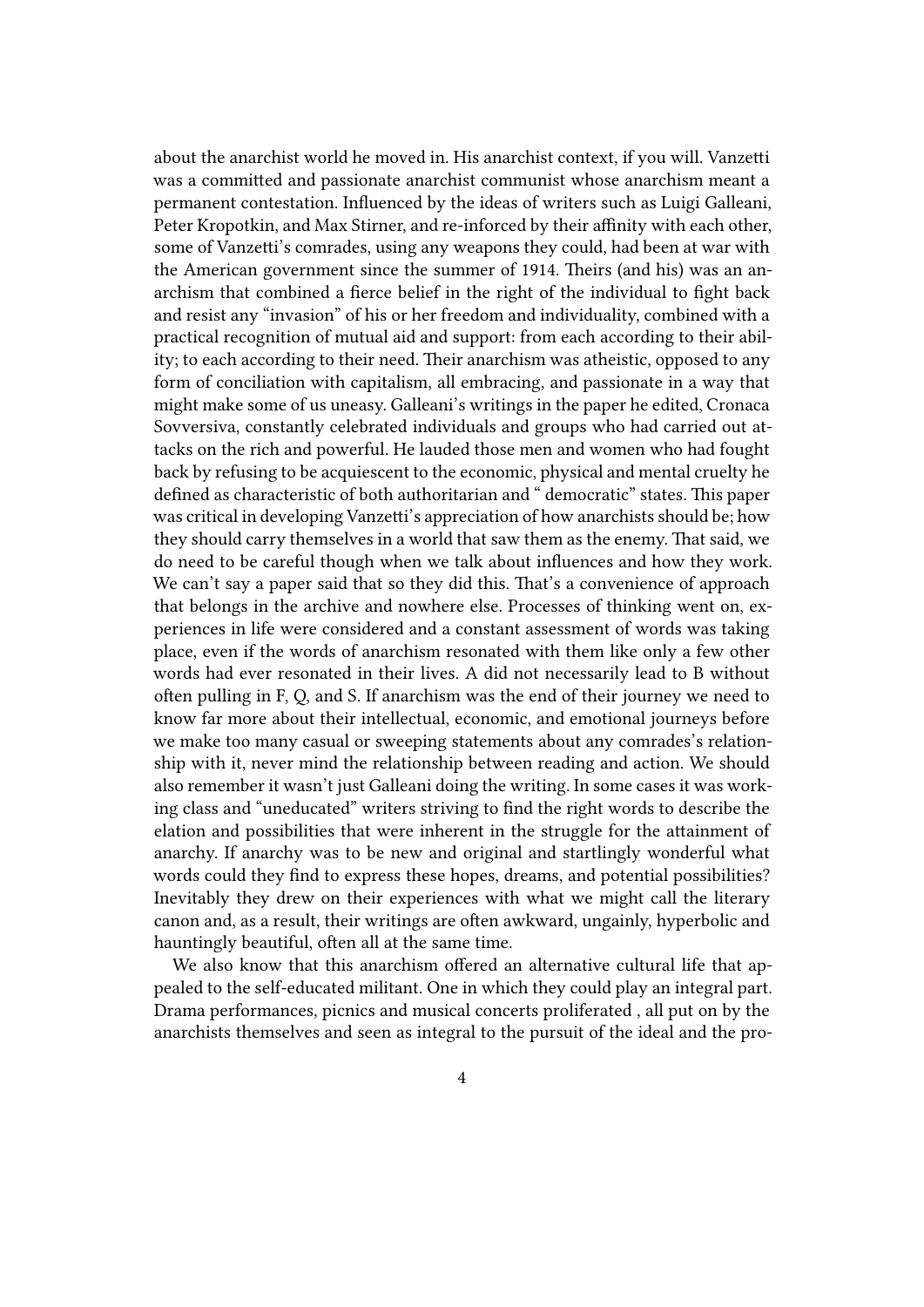about the anarchist world he moved in. His anarchist context, if you will. Vanzetti was a committed and passionate anarchist communist whose anarchism meant a permanent contestation. Influenced by the ideas of writers such as Luigi Galleani, Peter Kropotkin, and Max Stirner, and re-inforced by their affinity with each other, some of Vanzetti's comrades, using any weapons they could, had been at war with the American government since the summer of 1914. Theirs (and his) was an anarchism that combined a fierce belief in the right of the individual to fight back and resist any "invasion" of his or her freedom and individuality, combined with a practical recognition of mutual aid and support: from each according to their ability; to each according to their need. Their anarchism was atheistic, opposed to any form of conciliation with capitalism, all embracing, and passionate in a way that might make some of us uneasy. Galleani's writings in the paper he edited, Cronaca Sovversiva, constantly celebrated individuals and groups who had carried out attacks on the rich and powerful. He lauded those men and women who had fought back by refusing to be acquiescent to the economic, physical and mental cruelty he defined as characteristic of both authoritarian and " democratic" states. This paper was critical in developing Vanzetti's appreciation of how anarchists should be; how they should carry themselves in a world that saw them as the enemy. That said, we do need to be careful though when we talk about influences and how they work. We can't say a paper said that so they did this. That's a convenience of approach that belongs in the archive and nowhere else. Processes of thinking went on, experiences in life were considered and a constant assessment of words was taking place, even if the words of anarchism resonated with them like only a few other words had ever resonated in their lives. A did not necessarily lead to B without often pulling in F, Q, and S. If anarchism was the end of their journey we need to know far more about their intellectual, economic, and emotional journeys before we make too many casual or sweeping statements about any comrades's relationship with it, never mind the relationship between reading and action. We should also remember it wasn't just Galleani doing the writing. In some cases it was working class and "uneducated" writers striving to find the right words to describe the elation and possibilities that were inherent in the struggle for the attainment of anarchy. If anarchy was to be new and original and startlingly wonderful what words could they find to express these hopes, dreams, and potential possibilities? Inevitably they drew on their experiences with what we might call the literary canon and, as a result, their writings are often awkward, ungainly, hyperbolic and hauntingly beautiful, often all at the same time.

We also know that this anarchism offered an alternative cultural life that appealed to the self-educated militant. One in which they could play an integral part. Drama performances, picnics and musical concerts proliferated , all put on by the anarchists themselves and seen as integral to the pursuit of the ideal and the pro-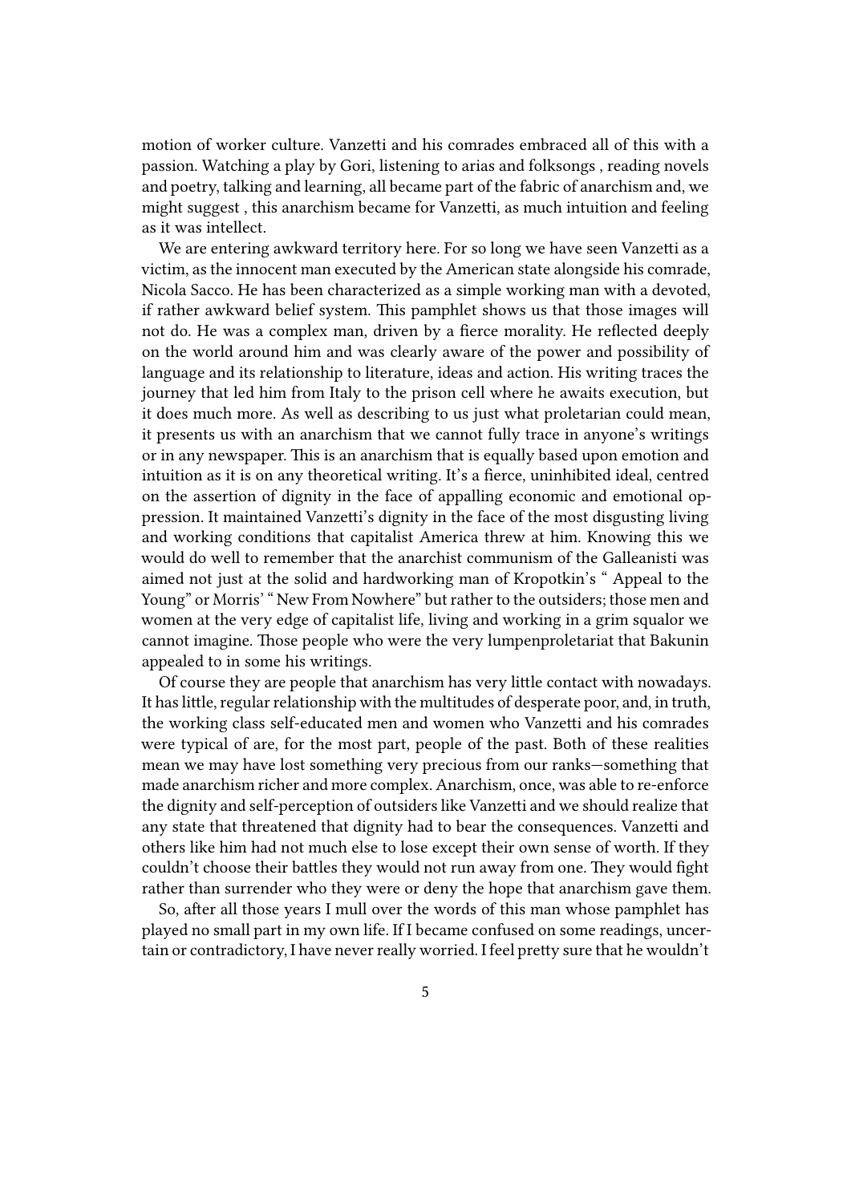motion of worker culture. Vanzetti and his comrades embraced all of this with a passion. Watching a play by Gori, listening to arias and folksongs , reading novels and poetry, talking and learning, all became part of the fabric of anarchism and, we might suggest , this anarchism became for Vanzetti, as much intuition and feeling as it was intellect.

We are entering awkward territory here. For so long we have seen Vanzetti as a victim, as the innocent man executed by the American state alongside his comrade, Nicola Sacco. He has been characterized as a simple working man with a devoted, if rather awkward belief system. This pamphlet shows us that those images will not do. He was a complex man, driven by a fierce morality. He reflected deeply on the world around him and was clearly aware of the power and possibility of language and its relationship to literature, ideas and action. His writing traces the journey that led him from Italy to the prison cell where he awaits execution, but it does much more. As well as describing to us just what proletarian could mean, it presents us with an anarchism that we cannot fully trace in anyone's writings or in any newspaper. This is an anarchism that is equally based upon emotion and intuition as it is on any theoretical writing. It's a fierce, uninhibited ideal, centred on the assertion of dignity in the face of appalling economic and emotional oppression. It maintained Vanzetti's dignity in the face of the most disgusting living and working conditions that capitalist America threw at him. Knowing this we would do well to remember that the anarchist communism of the Galleanisti was aimed not just at the solid and hardworking man of Kropotkin's " Appeal to the Young" or Morris' " New From Nowhere" but rather to the outsiders; those men and women at the very edge of capitalist life, living and working in a grim squalor we cannot imagine. Those people who were the very lumpenproletariat that Bakunin appealed to in some his writings.

Of course they are people that anarchism has very little contact with nowadays. It has little, regular relationship with the multitudes of desperate poor, and, in truth, the working class self-educated men and women who Vanzetti and his comrades were typical of are, for the most part, people of the past. Both of these realities mean we may have lost something very precious from our ranks—something that made anarchism richer and more complex. Anarchism, once, was able to re-enforce the dignity and self-perception of outsiders like Vanzetti and we should realize that any state that threatened that dignity had to bear the consequences. Vanzetti and others like him had not much else to lose except their own sense of worth. If they couldn't choose their battles they would not run away from one. They would fight rather than surrender who they were or deny the hope that anarchism gave them.

So, after all those years I mull over the words of this man whose pamphlet has played no small part in my own life. If I became confused on some readings, uncertain or contradictory, I have never really worried. I feel pretty sure that he wouldn't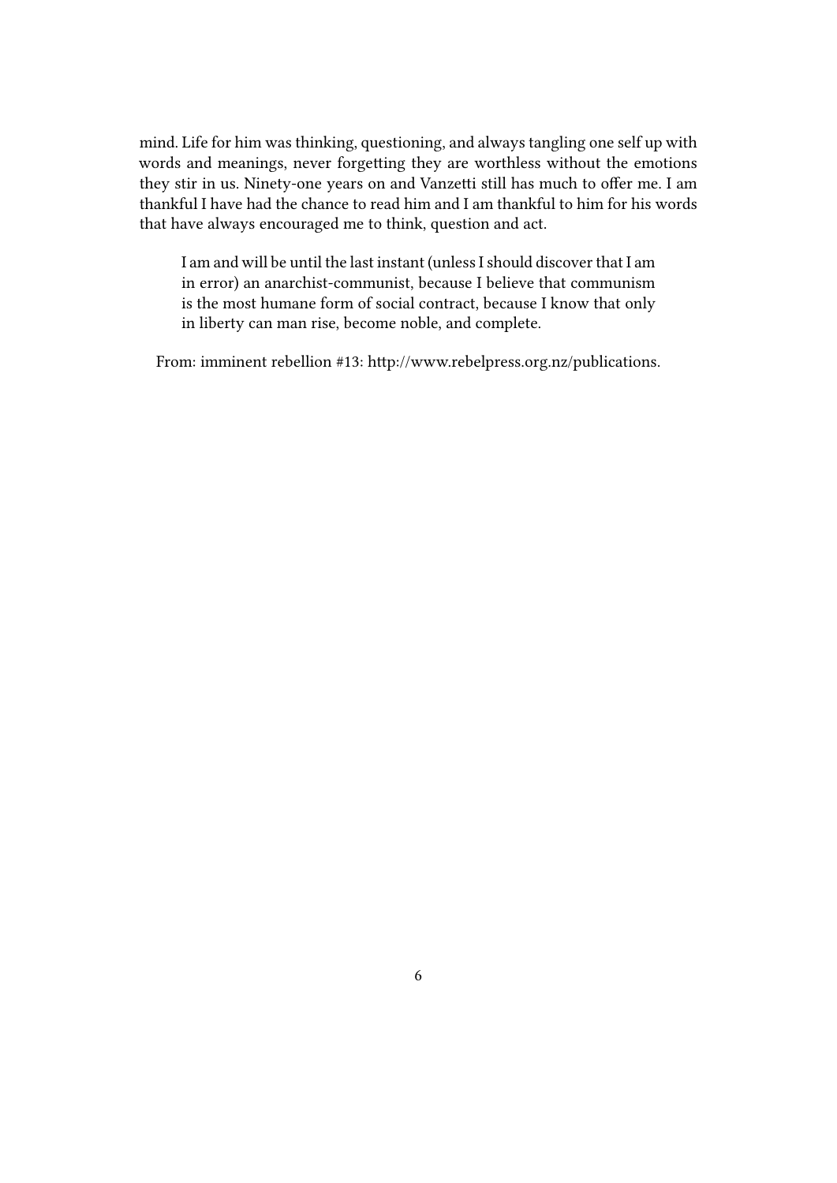mind. Life for him was thinking, questioning, and always tangling one self up with words and meanings, never forgetting they are worthless without the emotions they stir in us. Ninety-one years on and Vanzetti still has much to offer me. I am thankful I have had the chance to read him and I am thankful to him for his words that have always encouraged me to think, question and act.

> I am and will be until the last instant (unless I should discover that I am in error) an anarchist-communist, because I believe that communism is the most humane form of social contract, because I know that only in liberty can man rise, become noble, and complete.

From: imminent rebellion #13: http://www.rebelpress.org.nz/publications.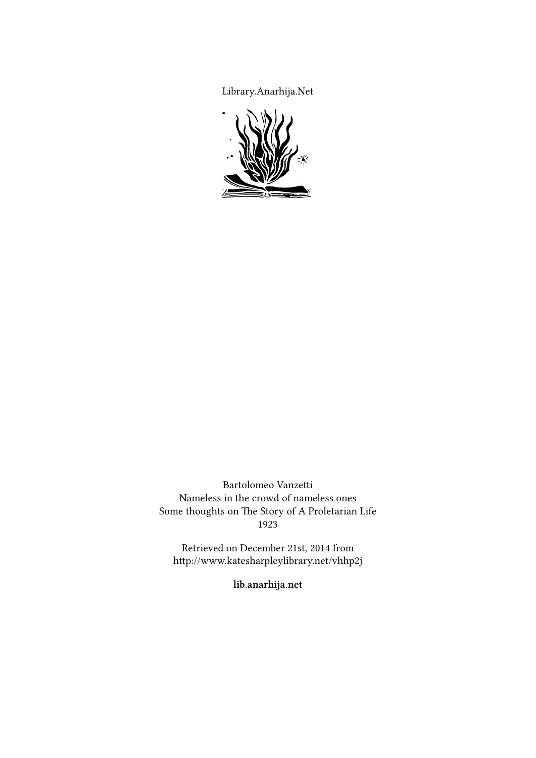Library.Anarhija.Net

Bartolomeo Vanzetti
Nameless in the crowd of nameless ones
Some thoughts on The Story of A Proletarian Life
1923

Retrieved on December 21st, 2014 from
http://www.katesharpleylibrary.net/vhhp2j

**lib.anarhija.net**